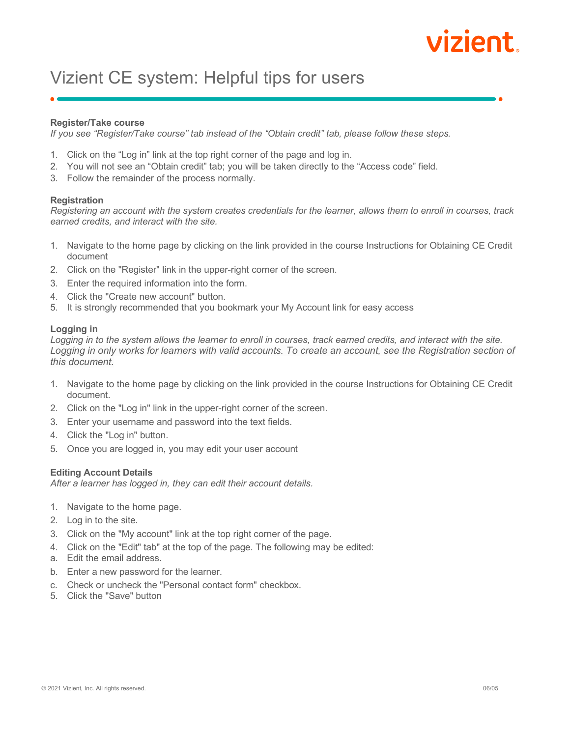# Vizient CE system: Helpful tips for users

**Register/Take course**

*If you see "Register/Take course" tab instead of the "Obtain credit" tab, please follow these steps.*

1. Click on the "Log in" link at the top right corner of the page and log in.
2. You will not see an "Obtain credit" tab; you will be taken directly to the "Access code" field.
3. Follow the remainder of the process normally.

**Registration**

*Registering an account with the system creates credentials for the learner, allows them to enroll in courses, track earned credits, and interact with the site.*

1. Navigate to the home page by clicking on the link provided in the course Instructions for Obtaining CE Credit document
2. Click on the "Register" link in the upper-right corner of the screen.
3. Enter the required information into the form.
4. Click the "Create new account" button.
5. It is strongly recommended that you bookmark your My Account link for easy access

**Logging in**

*Logging in to the system allows the learner to enroll in courses, track earned credits, and interact with the site. Logging in only works for learners with valid accounts. To create an account, see the Registration section of this document.*

1. Navigate to the home page by clicking on the link provided in the course Instructions for Obtaining CE Credit document.
2. Click on the "Log in" link in the upper-right corner of the screen.
3. Enter your username and password into the text fields.
4. Click the "Log in" button.
5. Once you are logged in, you may edit your user account

**Editing Account Details**

*After a learner has logged in, they can edit their account details.*

1. Navigate to the home page.
2. Log in to the site.
3. Click on the "My account" link at the top right corner of the page.
4. Click on the "Edit" tab" at the top of the page. The following may be edited:
   a. Edit the email address.
   b. Enter a new password for the learner.
   c. Check or uncheck the "Personal contact form" checkbox.
5. Click the "Save" button

© 2021 Vizient, Inc. All rights reserved. 06/05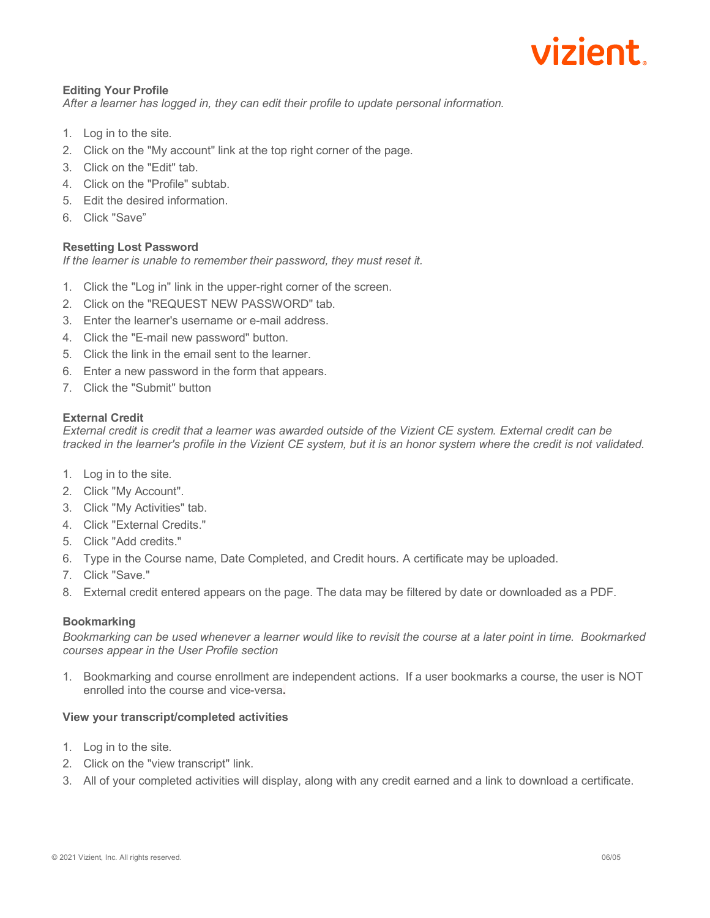### Editing Your Profile

*After a learner has logged in, they can edit their profile to update personal information.*

1. Log in to the site.
2. Click on the "My account" link at the top right corner of the page.
3. Click on the "Edit" tab.
4. Click on the "Profile" subtab.
5. Edit the desired information.
6. Click "Save”

### Resetting Lost Password

*If the learner is unable to remember their password, they must reset it.*

1. Click the "Log in" link in the upper-right corner of the screen.
2. Click on the "REQUEST NEW PASSWORD" tab.
3. Enter the learner's username or e-mail address.
4. Click the "E-mail new password" button.
5. Click the link in the email sent to the learner.
6. Enter a new password in the form that appears.
7. Click the "Submit" button

### External Credit

*External credit is credit that a learner was awarded outside of the Vizient CE system. External credit can be tracked in the learner's profile in the Vizient CE system, but it is an honor system where the credit is not validated.*

1. Log in to the site.
2. Click "My Account".
3. Click "My Activities" tab.
4. Click "External Credits."
5. Click "Add credits."
6. Type in the Course name, Date Completed, and Credit hours. A certificate may be uploaded.
7. Click "Save."
8. External credit entered appears on the page. The data may be filtered by date or downloaded as a PDF.

### Bookmarking

*Bookmarking can be used whenever a learner would like to revisit the course at a later point in time. Bookmarked courses appear in the User Profile section*

1. Bookmarking and course enrollment are independent actions. If a user bookmarks a course, the user is NOT enrolled into the course and vice-versa.

### View your transcript/completed activities

1. Log in to the site.
2. Click on the "view transcript" link.
3. All of your completed activities will display, along with any credit earned and a link to download a certificate.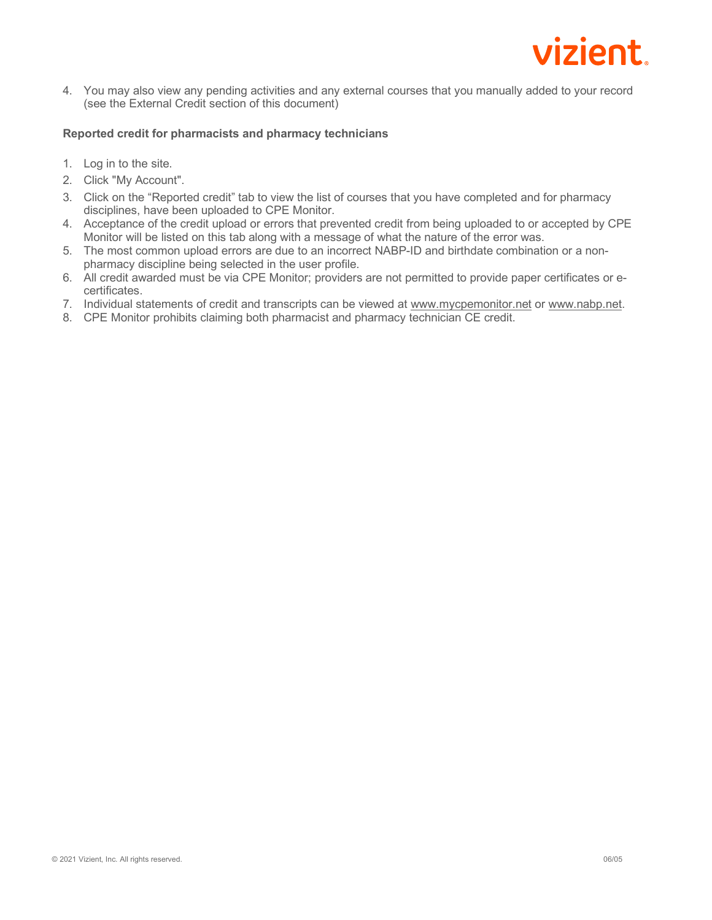4. You may also view any pending activities and any external courses that you manually added to your record (see the External Credit section of this document)

**Reported credit for pharmacists and pharmacy technicians**

1. Log in to the site.
2. Click "My Account".
3. Click on the “Reported credit” tab to view the list of courses that you have completed and for pharmacy disciplines, have been uploaded to CPE Monitor.
4. Acceptance of the credit upload or errors that prevented credit from being uploaded to or accepted by CPE Monitor will be listed on this tab along with a message of what the nature of the error was.
5. The most common upload errors are due to an incorrect NABP-ID and birthdate combination or a non-pharmacy discipline being selected in the user profile.
6. All credit awarded must be via CPE Monitor; providers are not permitted to provide paper certificates or e-certificates.
7. Individual statements of credit and transcripts can be viewed at www.mycpemonitor.net or www.nabp.net.
8. CPE Monitor prohibits claiming both pharmacist and pharmacy technician CE credit.